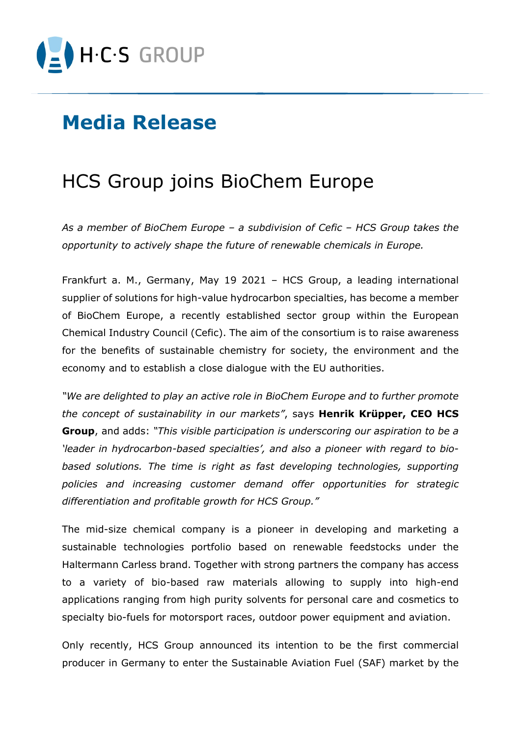H·C·S GROUP

# Media Release

## HCS Group joins BioChem Europe

*As a member of BioChem Europe – a subdivision of Cefic – HCS Group takes the opportunity to actively shape the future of renewable chemicals in Europe.*

Frankfurt a. M., Germany, May 19 2021 – HCS Group, a leading international supplier of solutions for high-value hydrocarbon specialties, has become a member of BioChem Europe, a recently established sector group within the European Chemical Industry Council (Cefic). The aim of the consortium is to raise awareness for the benefits of sustainable chemistry for society, the environment and the economy and to establish a close dialogue with the EU authorities.

*"We are delighted to play an active role in BioChem Europe and to further promote the concept of sustainability in our markets"*, says **Henrik Krüpper, CEO HCS Group**, and adds: *"This visible participation is underscoring our aspiration to be a 'leader in hydrocarbon-based specialties', and also a pioneer with regard to bio-based solutions. The time is right as fast developing technologies, supporting policies and increasing customer demand offer opportunities for strategic differentiation and profitable growth for HCS Group."*

The mid-size chemical company is a pioneer in developing and marketing a sustainable technologies portfolio based on renewable feedstocks under the Haltermann Carless brand. Together with strong partners the company has access to a variety of bio-based raw materials allowing to supply into high-end applications ranging from high purity solvents for personal care and cosmetics to specialty bio-fuels for motorsport races, outdoor power equipment and aviation.

Only recently, HCS Group announced its intention to be the first commercial producer in Germany to enter the Sustainable Aviation Fuel (SAF) market by the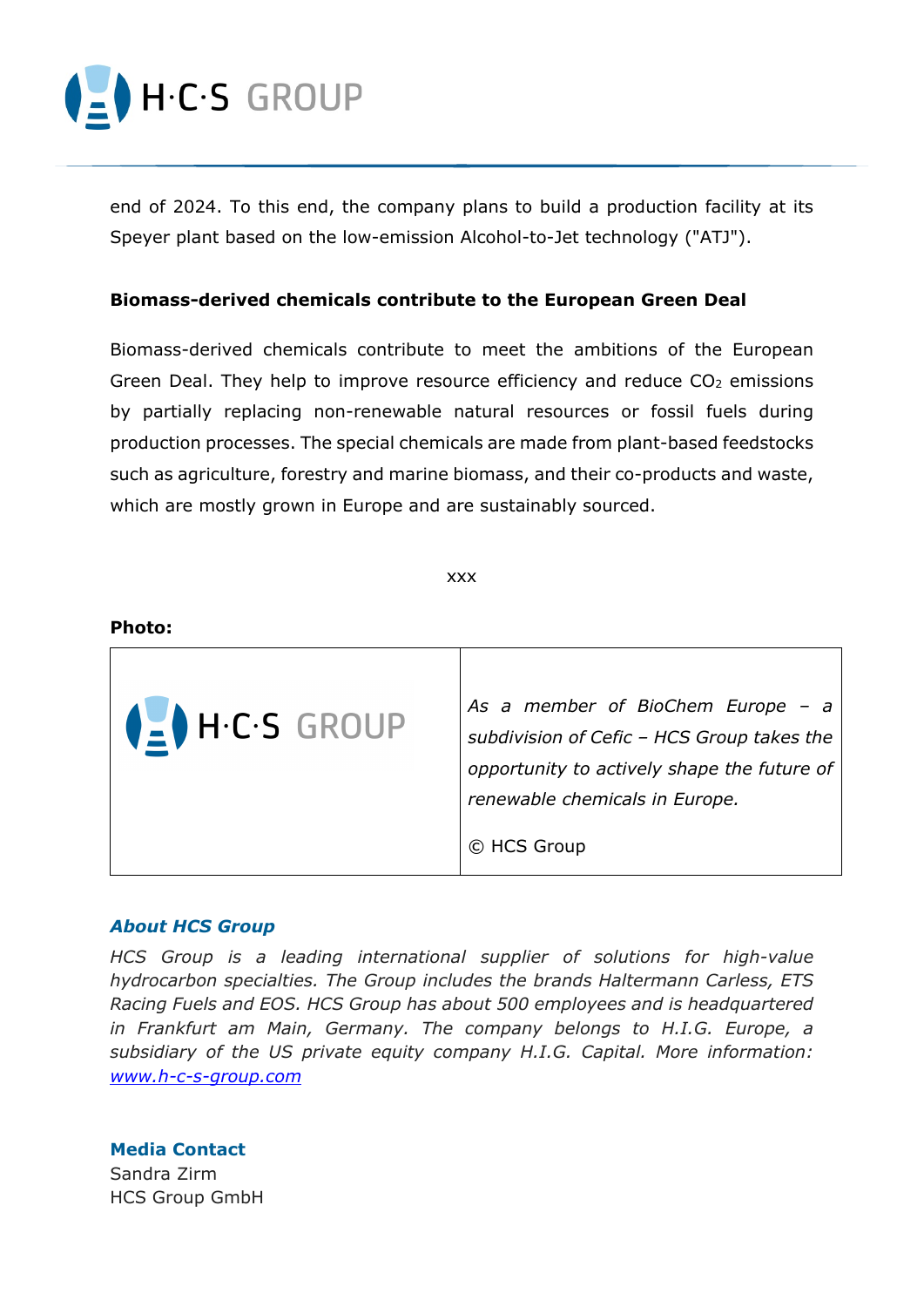end of 2024. To this end, the company plans to build a production facility at its Speyer plant based on the low-emission Alcohol-to-Jet technology ("ATJ").

**Biomass-derived chemicals contribute to the European Green Deal**

Biomass-derived chemicals contribute to meet the ambitions of the European Green Deal. They help to improve resource efficiency and reduce $CO_2$ emissions by partially replacing non-renewable natural resources or fossil fuels during production processes. The special chemicals are made from plant-based feedstocks such as agriculture, forestry and marine biomass, and their co-products and waste, which are mostly grown in Europe and are sustainably sourced.

xxx

**Photo:**

| H·C·S GROUP | *As a member of BioChem Europe – a subdivision of Cefic – HCS Group takes the opportunity to actively shape the future of renewable chemicals in Europe.* <br><br> © HCS Group |
|---|---|

***About HCS Group***

*HCS Group is a leading international supplier of solutions for high-value hydrocarbon specialties. The Group includes the brands Haltermann Carless, ETS Racing Fuels and EOS. HCS Group has about 500 employees and is headquartered in Frankfurt am Main, Germany. The company belongs to H.I.G. Europe, a subsidiary of the US private equity company H.I.G. Capital. More information: [www.h-c-s-group.com](http://www.h-c-s-group.com)*

**Media Contact**
Sandra Zirm
HCS Group GmbH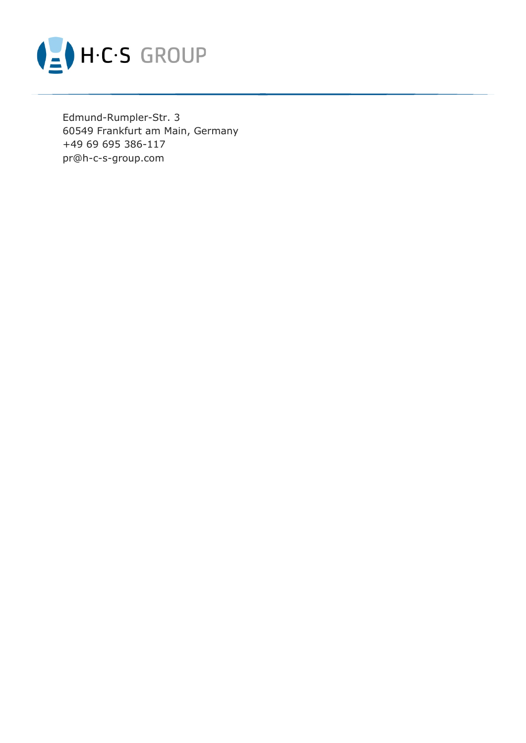H·C·S GROUP

Edmund-Rumpler-Str. 3
60549 Frankfurt am Main, Germany
+49 69 695 386-117
pr@h-c-s-group.com